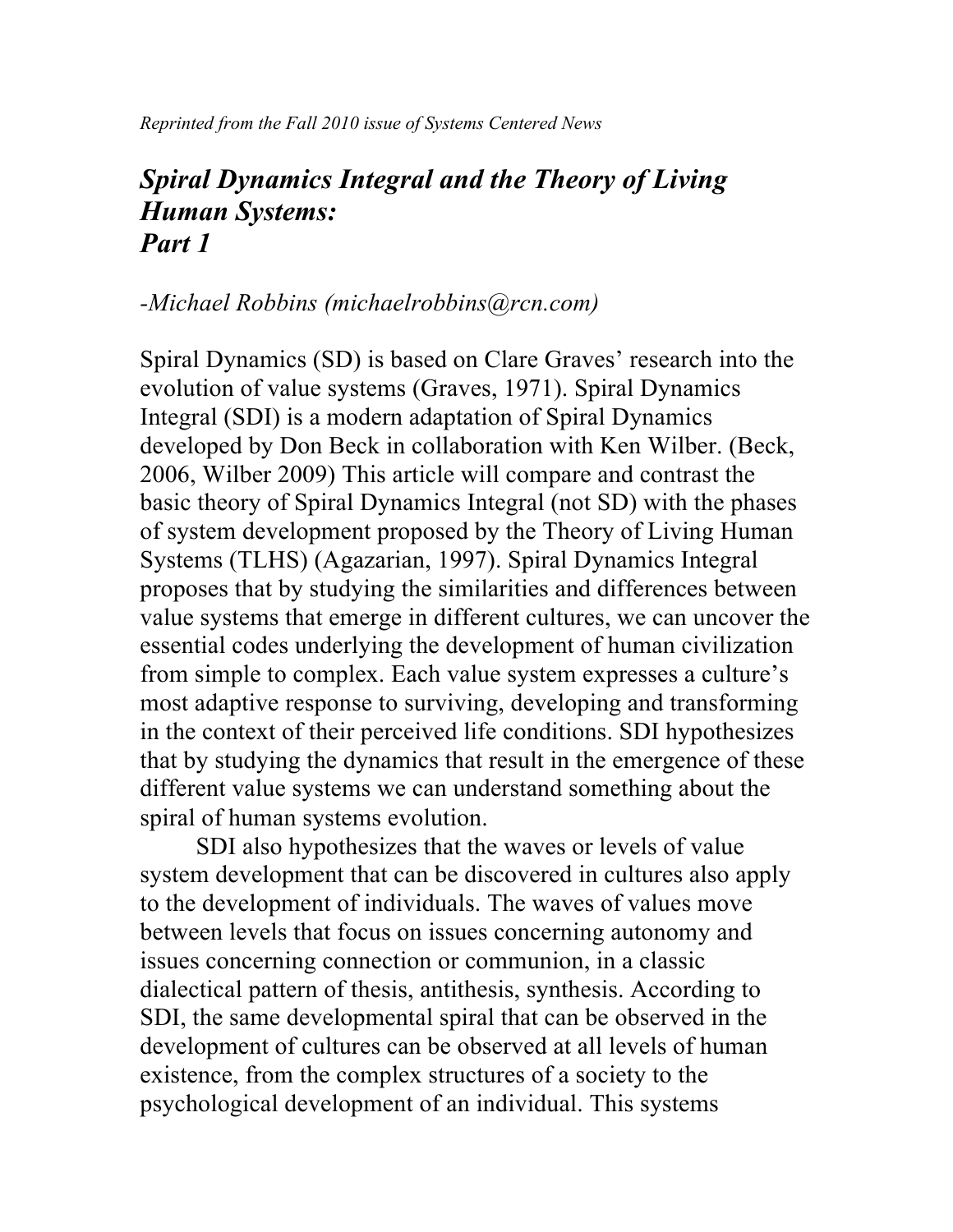*Reprinted from the Fall 2010 issue of Systems Centered News*

# *Spiral Dynamics Integral and the Theory of Living Human Systems: Part 1*

*-Michael Robbins (michaelrobbins@rcn.com)*

Spiral Dynamics (SD) is based on Clare Graves' research into the evolution of value systems (Graves, 1971). Spiral Dynamics Integral (SDI) is a modern adaptation of Spiral Dynamics developed by Don Beck in collaboration with Ken Wilber. (Beck, 2006, Wilber 2009) This article will compare and contrast the basic theory of Spiral Dynamics Integral (not SD) with the phases of system development proposed by the Theory of Living Human Systems (TLHS) (Agazarian, 1997). Spiral Dynamics Integral proposes that by studying the similarities and differences between value systems that emerge in different cultures, we can uncover the essential codes underlying the development of human civilization from simple to complex. Each value system expresses a culture's most adaptive response to surviving, developing and transforming in the context of their perceived life conditions. SDI hypothesizes that by studying the dynamics that result in the emergence of these different value systems we can understand something about the spiral of human systems evolution.

SDI also hypothesizes that the waves or levels of value system development that can be discovered in cultures also apply to the development of individuals. The waves of values move between levels that focus on issues concerning autonomy and issues concerning connection or communion, in a classic dialectical pattern of thesis, antithesis, synthesis. According to SDI, the same developmental spiral that can be observed in the development of cultures can be observed at all levels of human existence, from the complex structures of a society to the psychological development of an individual. This systems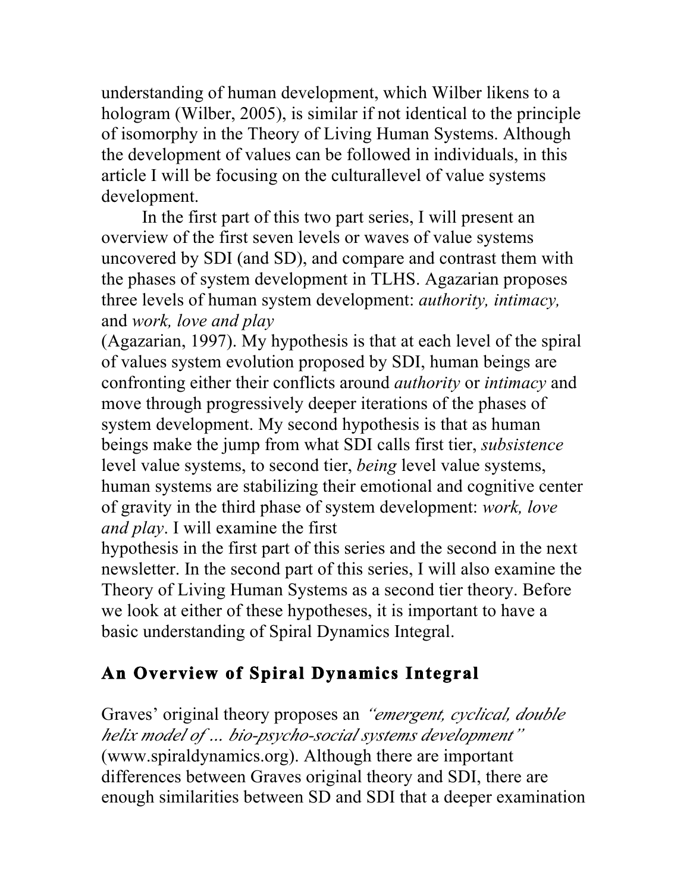understanding of human development, which Wilber likens to a hologram (Wilber, 2005), is similar if not identical to the principle of isomorphy in the Theory of Living Human Systems. Although the development of values can be followed in individuals, in this article I will be focusing on the culturallevel of value systems development.

In the first part of this two part series, I will present an overview of the first seven levels or waves of value systems uncovered by SDI (and SD), and compare and contrast them with the phases of system development in TLHS. Agazarian proposes three levels of human system development: *authority, intimacy,* and *work, love and play* (Agazarian, 1997). My hypothesis is that at each level of the spiral of values system evolution proposed by SDI, human beings are confronting either their conflicts around *authority* or *intimacy* and move through progressively deeper iterations of the phases of system development. My second hypothesis is that as human beings make the jump from what SDI calls first tier, *subsistence* level value systems, to second tier, *being* level value systems, human systems are stabilizing their emotional and cognitive center of gravity in the third phase of system development: *work, love and play*. I will examine the first hypothesis in the first part of this series and the second in the next newsletter. In the second part of this series, I will also examine the Theory of Living Human Systems as a second tier theory. Before we look at either of these hypotheses, it is important to have a basic understanding of Spiral Dynamics Integral.

## An Overview of Spiral Dynamics Integral

Graves' original theory proposes an *"emergent, cyclical, double helix model of … bio-psycho-social systems development"* (www.spiraldynamics.org). Although there are important differences between Graves original theory and SDI, there are enough similarities between SD and SDI that a deeper examination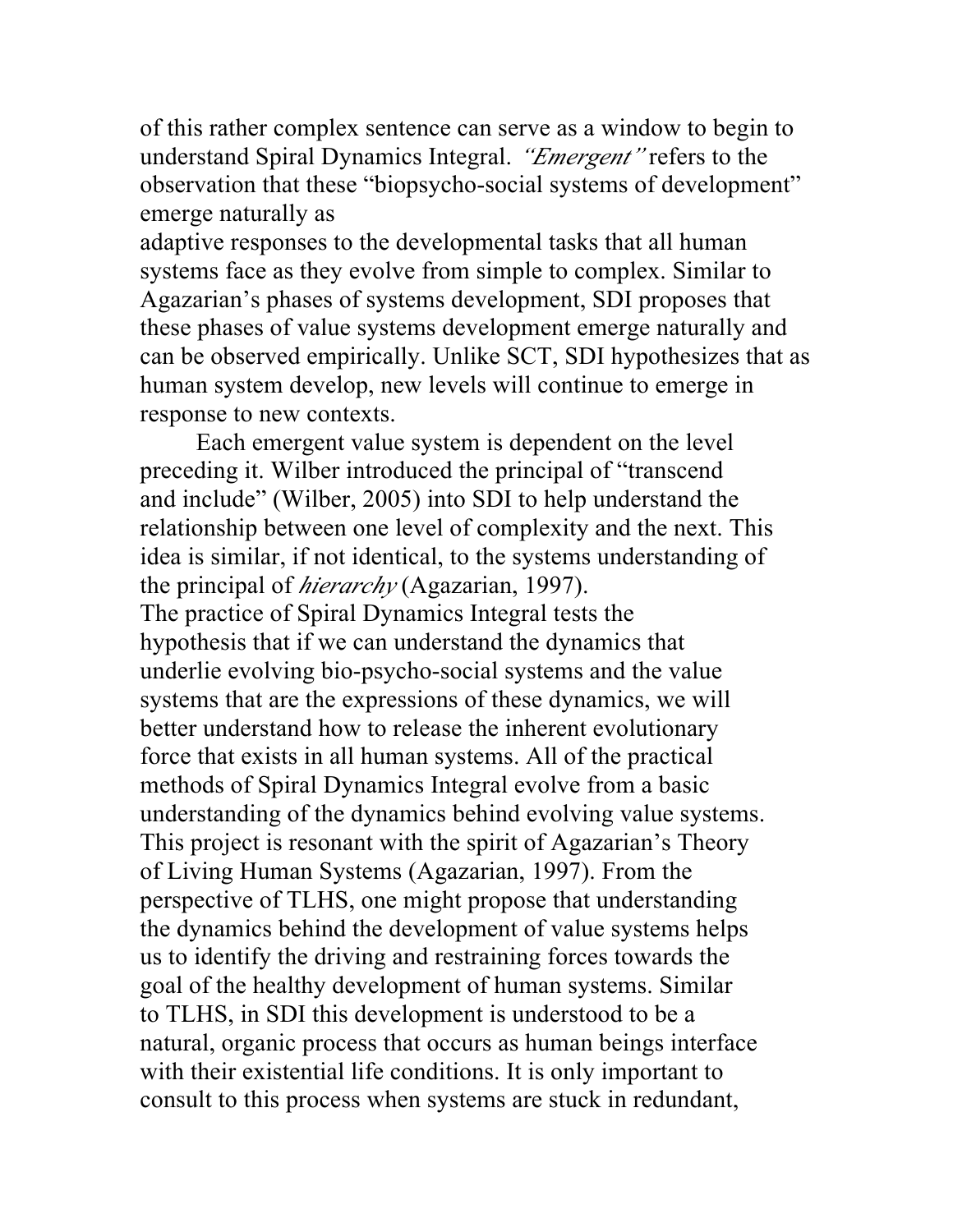of this rather complex sentence can serve as a window to begin to understand Spiral Dynamics Integral. *"Emergent"* refers to the observation that these "biopsycho-social systems of development" emerge naturally as adaptive responses to the developmental tasks that all human systems face as they evolve from simple to complex. Similar to Agazarian's phases of systems development, SDI proposes that these phases of value systems development emerge naturally and can be observed empirically. Unlike SCT, SDI hypothesizes that as human system develop, new levels will continue to emerge in response to new contexts.

Each emergent value system is dependent on the level preceding it. Wilber introduced the principal of "transcend and include" (Wilber, 2005) into SDI to help understand the relationship between one level of complexity and the next. This idea is similar, if not identical, to the systems understanding of the principal of *hierarchy* (Agazarian, 1997).

The practice of Spiral Dynamics Integral tests the hypothesis that if we can understand the dynamics that underlie evolving bio-psycho-social systems and the value systems that are the expressions of these dynamics, we will better understand how to release the inherent evolutionary force that exists in all human systems. All of the practical methods of Spiral Dynamics Integral evolve from a basic understanding of the dynamics behind evolving value systems. This project is resonant with the spirit of Agazarian's Theory of Living Human Systems (Agazarian, 1997). From the perspective of TLHS, one might propose that understanding the dynamics behind the development of value systems helps us to identify the driving and restraining forces towards the goal of the healthy development of human systems. Similar to TLHS, in SDI this development is understood to be a natural, organic process that occurs as human beings interface with their existential life conditions. It is only important to consult to this process when systems are stuck in redundant,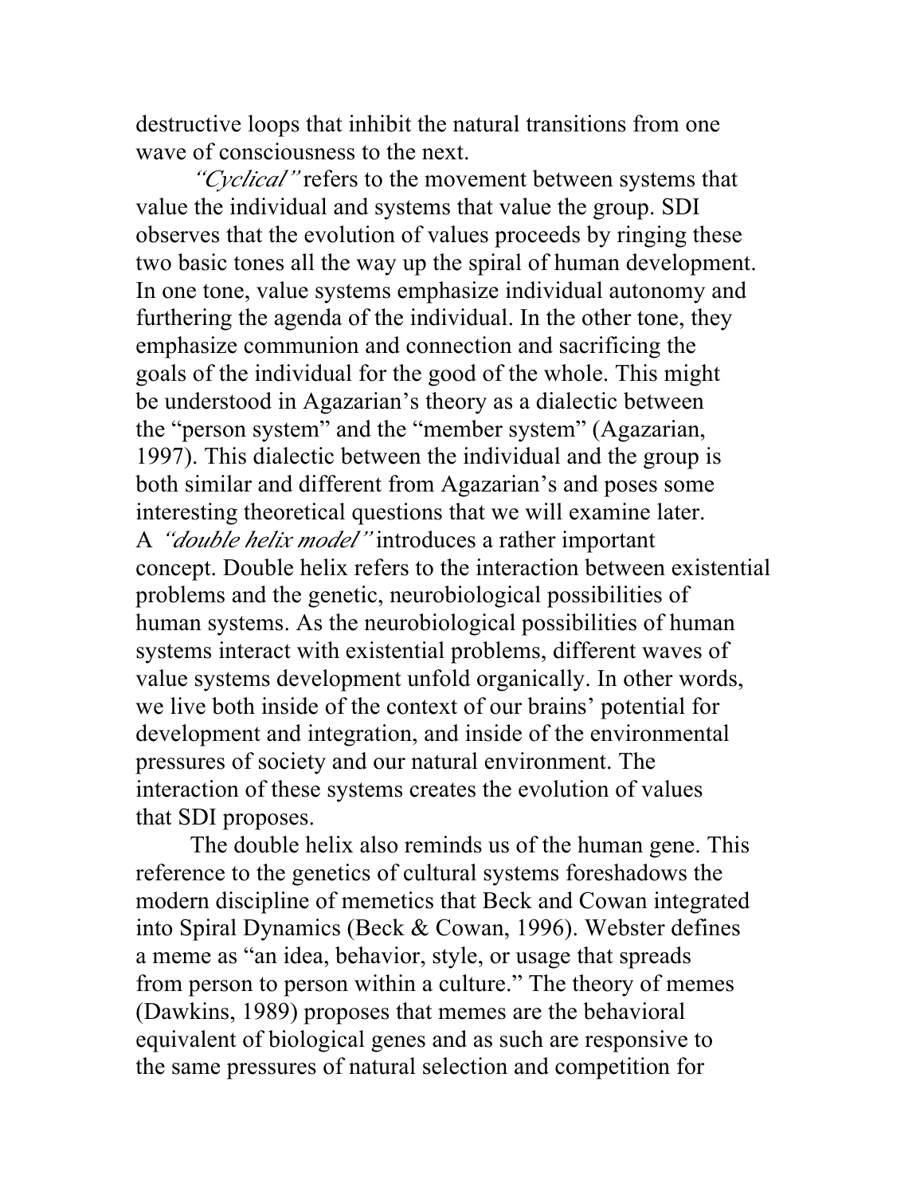destructive loops that inhibit the natural transitions from one wave of consciousness to the next.

*"Cyclical"* refers to the movement between systems that value the individual and systems that value the group. SDI observes that the evolution of values proceeds by ringing these two basic tones all the way up the spiral of human development. In one tone, value systems emphasize individual autonomy and furthering the agenda of the individual. In the other tone, they emphasize communion and connection and sacrificing the goals of the individual for the good of the whole. This might be understood in Agazarian's theory as a dialectic between the "person system" and the "member system" (Agazarian, 1997). This dialectic between the individual and the group is both similar and different from Agazarian's and poses some interesting theoretical questions that we will examine later.

A *"double helix model"* introduces a rather important concept. Double helix refers to the interaction between existential problems and the genetic, neurobiological possibilities of human systems. As the neurobiological possibilities of human systems interact with existential problems, different waves of value systems development unfold organically. In other words, we live both inside of the context of our brains' potential for development and integration, and inside of the environmental pressures of society and our natural environment. The interaction of these systems creates the evolution of values that SDI proposes.

The double helix also reminds us of the human gene. This reference to the genetics of cultural systems foreshadows the modern discipline of memetics that Beck and Cowan integrated into Spiral Dynamics (Beck & Cowan, 1996). Webster defines a meme as "an idea, behavior, style, or usage that spreads from person to person within a culture." The theory of memes (Dawkins, 1989) proposes that memes are the behavioral equivalent of biological genes and as such are responsive to the same pressures of natural selection and competition for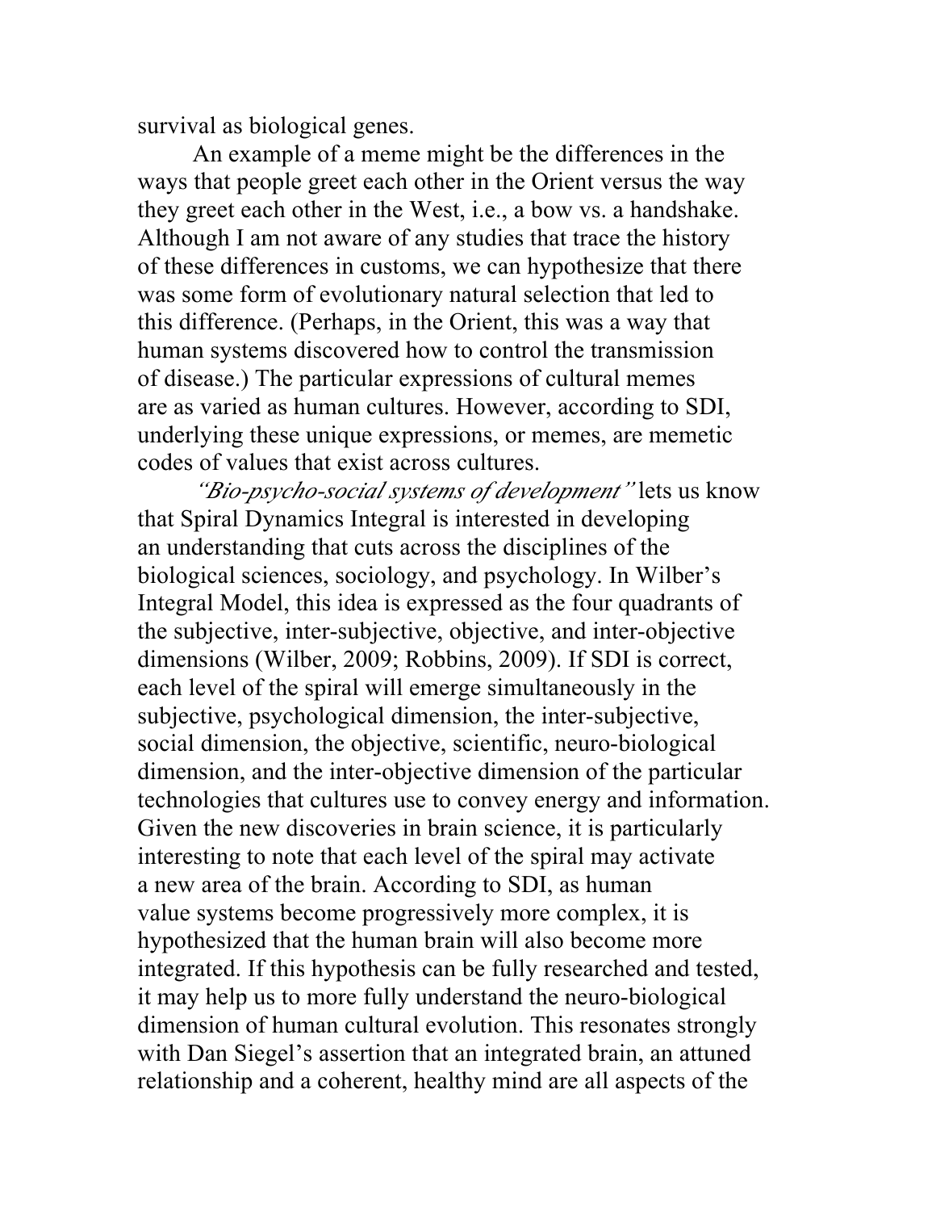survival as biological genes.

An example of a meme might be the differences in the ways that people greet each other in the Orient versus the way they greet each other in the West, i.e., a bow vs. a handshake. Although I am not aware of any studies that trace the history of these differences in customs, we can hypothesize that there was some form of evolutionary natural selection that led to this difference. (Perhaps, in the Orient, this was a way that human systems discovered how to control the transmission of disease.) The particular expressions of cultural memes are as varied as human cultures. However, according to SDI, underlying these unique expressions, or memes, are memetic codes of values that exist across cultures.

*"Bio-psycho-social systems of development"* lets us know that Spiral Dynamics Integral is interested in developing an understanding that cuts across the disciplines of the biological sciences, sociology, and psychology. In Wilber's Integral Model, this idea is expressed as the four quadrants of the subjective, inter-subjective, objective, and inter-objective dimensions (Wilber, 2009; Robbins, 2009). If SDI is correct, each level of the spiral will emerge simultaneously in the subjective, psychological dimension, the inter-subjective, social dimension, the objective, scientific, neuro-biological dimension, and the inter-objective dimension of the particular technologies that cultures use to convey energy and information. Given the new discoveries in brain science, it is particularly interesting to note that each level of the spiral may activate a new area of the brain. According to SDI, as human value systems become progressively more complex, it is hypothesized that the human brain will also become more integrated. If this hypothesis can be fully researched and tested, it may help us to more fully understand the neuro-biological dimension of human cultural evolution. This resonates strongly with Dan Siegel's assertion that an integrated brain, an attuned relationship and a coherent, healthy mind are all aspects of the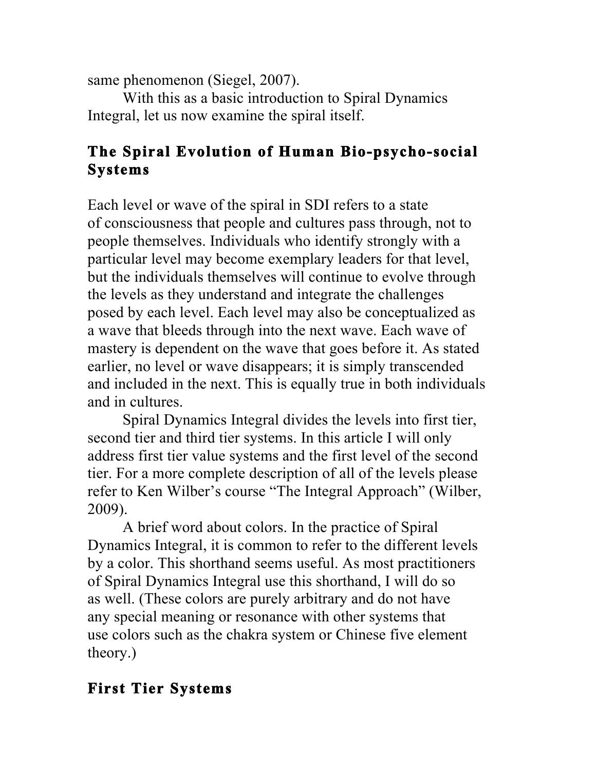same phenomenon (Siegel, 2007).

With this as a basic introduction to Spiral Dynamics Integral, let us now examine the spiral itself.

## The Spiral Evolution of Human Bio-psycho-social Systems

Each level or wave of the spiral in SDI refers to a state of consciousness that people and cultures pass through, not to people themselves. Individuals who identify strongly with a particular level may become exemplary leaders for that level, but the individuals themselves will continue to evolve through the levels as they understand and integrate the challenges posed by each level. Each level may also be conceptualized as a wave that bleeds through into the next wave. Each wave of mastery is dependent on the wave that goes before it. As stated earlier, no level or wave disappears; it is simply transcended and included in the next. This is equally true in both individuals and in cultures.

Spiral Dynamics Integral divides the levels into first tier, second tier and third tier systems. In this article I will only address first tier value systems and the first level of the second tier. For a more complete description of all of the levels please refer to Ken Wilber's course "The Integral Approach" (Wilber, 2009).

A brief word about colors. In the practice of Spiral Dynamics Integral, it is common to refer to the different levels by a color. This shorthand seems useful. As most practitioners of Spiral Dynamics Integral use this shorthand, I will do so as well. (These colors are purely arbitrary and do not have any special meaning or resonance with other systems that use colors such as the chakra system or Chinese five element theory.)

## First Tier Systems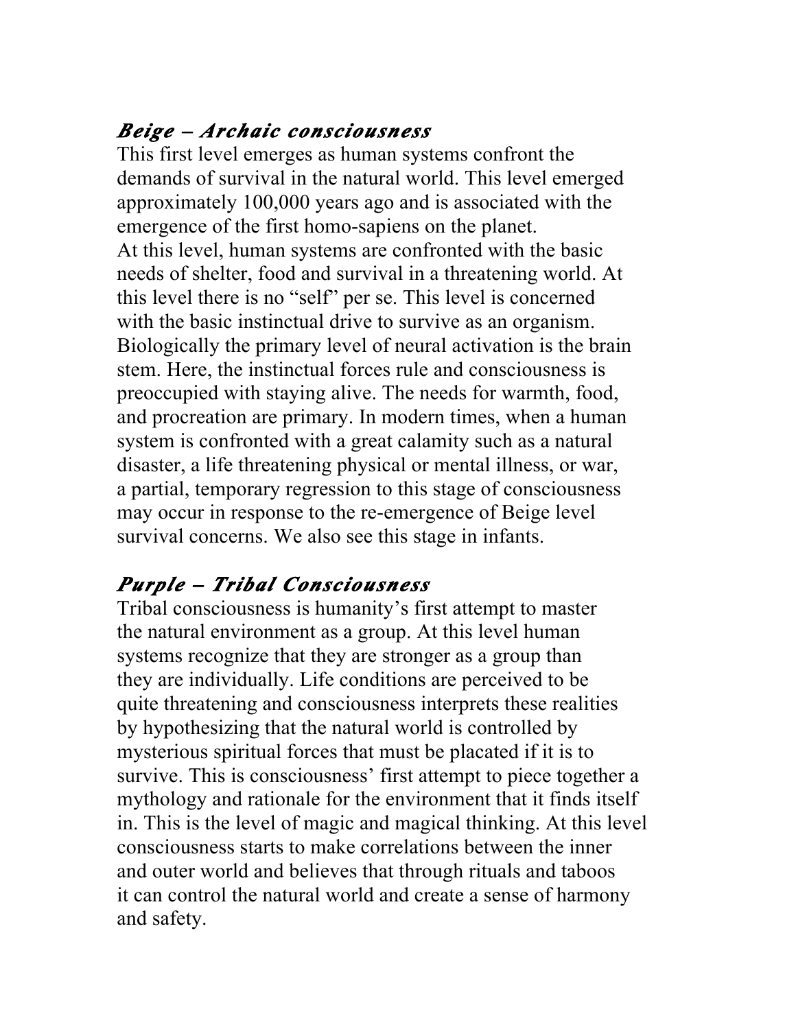### *Beige – Archaic consciousness*

This first level emerges as human systems confront the demands of survival in the natural world. This level emerged approximately 100,000 years ago and is associated with the emergence of the first homo-sapiens on the planet.
At this level, human systems are confronted with the basic needs of shelter, food and survival in a threatening world. At this level there is no "self" per se. This level is concerned with the basic instinctual drive to survive as an organism. Biologically the primary level of neural activation is the brain stem. Here, the instinctual forces rule and consciousness is preoccupied with staying alive. The needs for warmth, food, and procreation are primary. In modern times, when a human system is confronted with a great calamity such as a natural disaster, a life threatening physical or mental illness, or war, a partial, temporary regression to this stage of consciousness may occur in response to the re-emergence of Beige level survival concerns. We also see this stage in infants.

### *Purple – Tribal Consciousness*

Tribal consciousness is humanity's first attempt to master the natural environment as a group. At this level human systems recognize that they are stronger as a group than they are individually. Life conditions are perceived to be quite threatening and consciousness interprets these realities by hypothesizing that the natural world is controlled by mysterious spiritual forces that must be placated if it is to survive. This is consciousness' first attempt to piece together a mythology and rationale for the environment that it finds itself in. This is the level of magic and magical thinking. At this level consciousness starts to make correlations between the inner and outer world and believes that through rituals and taboos it can control the natural world and create a sense of harmony and safety.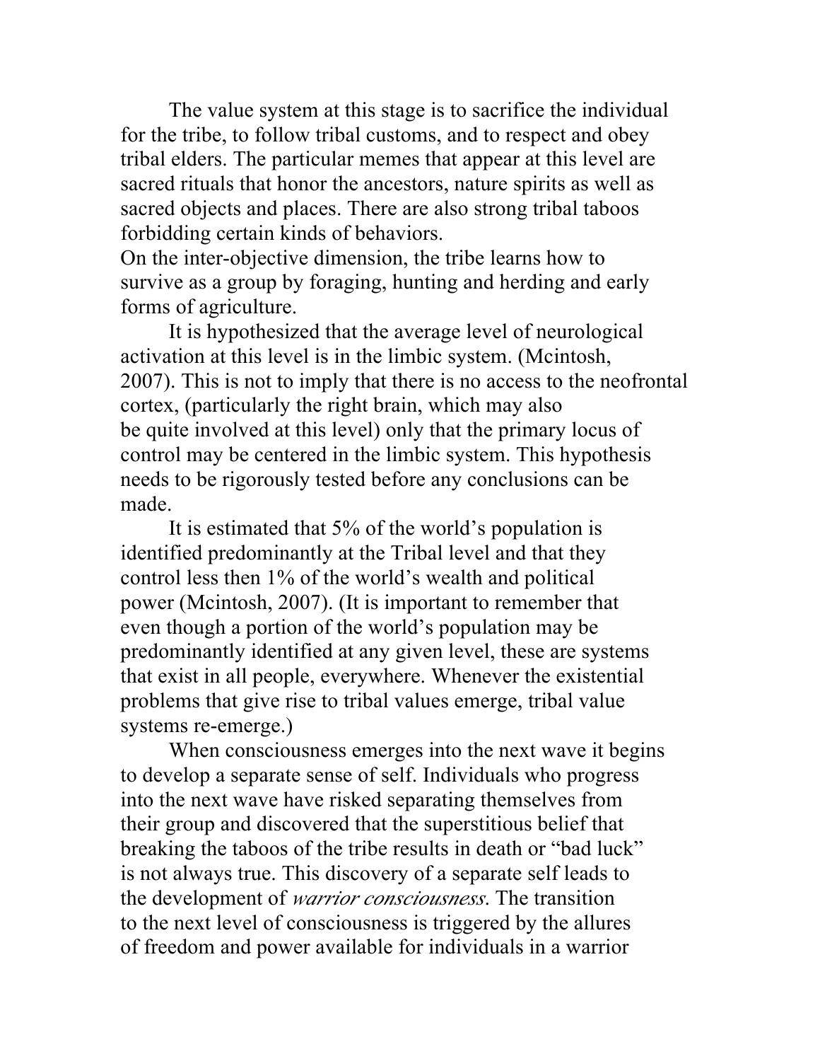The value system at this stage is to sacrifice the individual for the tribe, to follow tribal customs, and to respect and obey tribal elders. The particular memes that appear at this level are sacred rituals that honor the ancestors, nature spirits as well as sacred objects and places. There are also strong tribal taboos forbidding certain kinds of behaviors.

On the inter-objective dimension, the tribe learns how to survive as a group by foraging, hunting and herding and early forms of agriculture.

It is hypothesized that the average level of neurological activation at this level is in the limbic system. (Mcintosh, 2007). This is not to imply that there is no access to the neofrontal cortex, (particularly the right brain, which may also be quite involved at this level) only that the primary locus of control may be centered in the limbic system. This hypothesis needs to be rigorously tested before any conclusions can be made.

It is estimated that 5% of the world's population is identified predominantly at the Tribal level and that they control less then 1% of the world's wealth and political power (Mcintosh, 2007). (It is important to remember that even though a portion of the world's population may be predominantly identified at any given level, these are systems that exist in all people, everywhere. Whenever the existential problems that give rise to tribal values emerge, tribal value systems re-emerge.)

When consciousness emerges into the next wave it begins to develop a separate sense of self. Individuals who progress into the next wave have risked separating themselves from their group and discovered that the superstitious belief that breaking the taboos of the tribe results in death or "bad luck" is not always true. This discovery of a separate self leads to the development of *warrior consciousness*. The transition to the next level of consciousness is triggered by the allures of freedom and power available for individuals in a warrior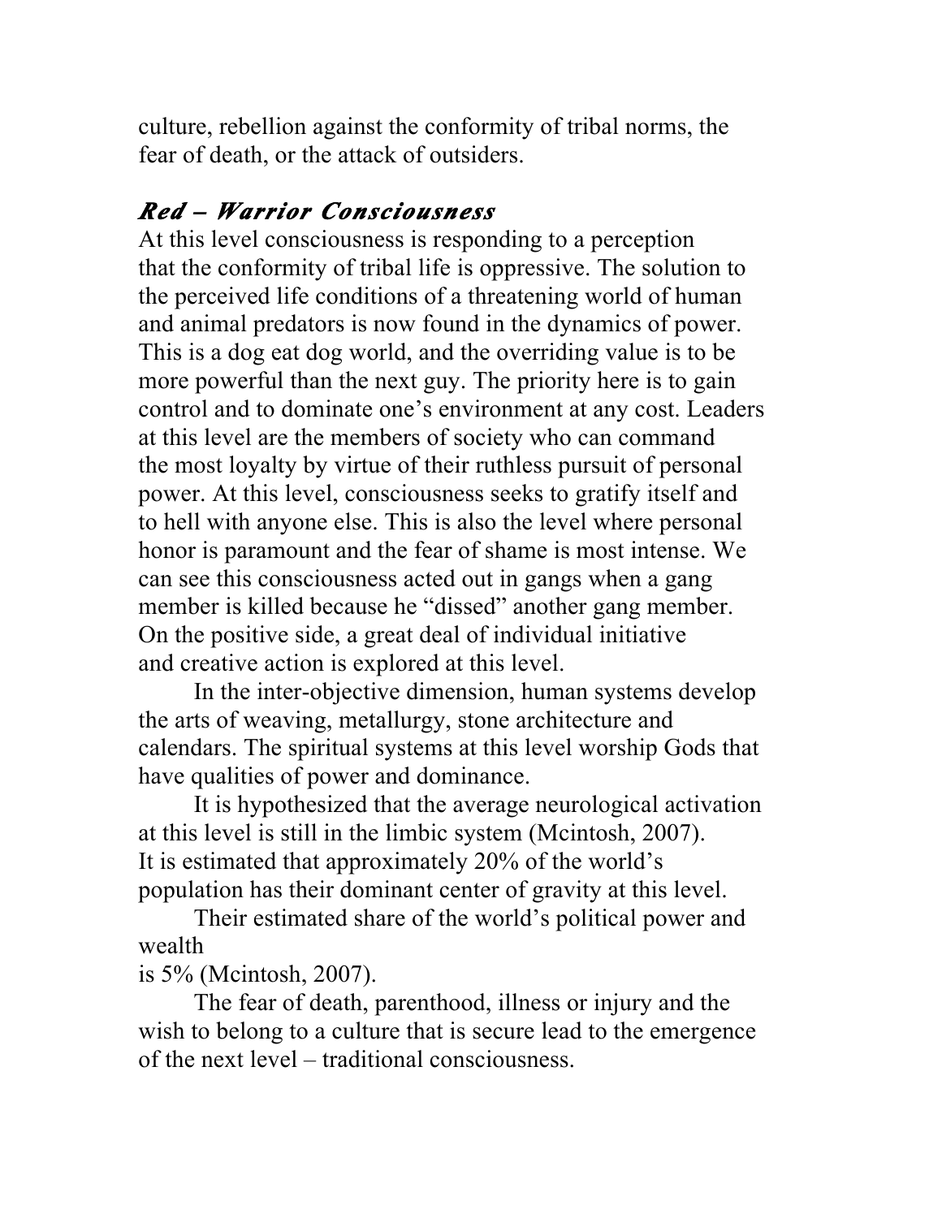culture, rebellion against the conformity of tribal norms, the fear of death, or the attack of outsiders.

### *Red – Warrior Consciousness*

At this level consciousness is responding to a perception that the conformity of tribal life is oppressive. The solution to the perceived life conditions of a threatening world of human and animal predators is now found in the dynamics of power. This is a dog eat dog world, and the overriding value is to be more powerful than the next guy. The priority here is to gain control and to dominate one's environment at any cost. Leaders at this level are the members of society who can command the most loyalty by virtue of their ruthless pursuit of personal power. At this level, consciousness seeks to gratify itself and to hell with anyone else. This is also the level where personal honor is paramount and the fear of shame is most intense. We can see this consciousness acted out in gangs when a gang member is killed because he "dissed" another gang member. On the positive side, a great deal of individual initiative and creative action is explored at this level.

In the inter-objective dimension, human systems develop the arts of weaving, metallurgy, stone architecture and calendars. The spiritual systems at this level worship Gods that have qualities of power and dominance.

It is hypothesized that the average neurological activation at this level is still in the limbic system (Mcintosh, 2007). It is estimated that approximately 20% of the world's population has their dominant center of gravity at this level.

Their estimated share of the world's political power and wealth is 5% (Mcintosh, 2007).

The fear of death, parenthood, illness or injury and the wish to belong to a culture that is secure lead to the emergence of the next level – traditional consciousness.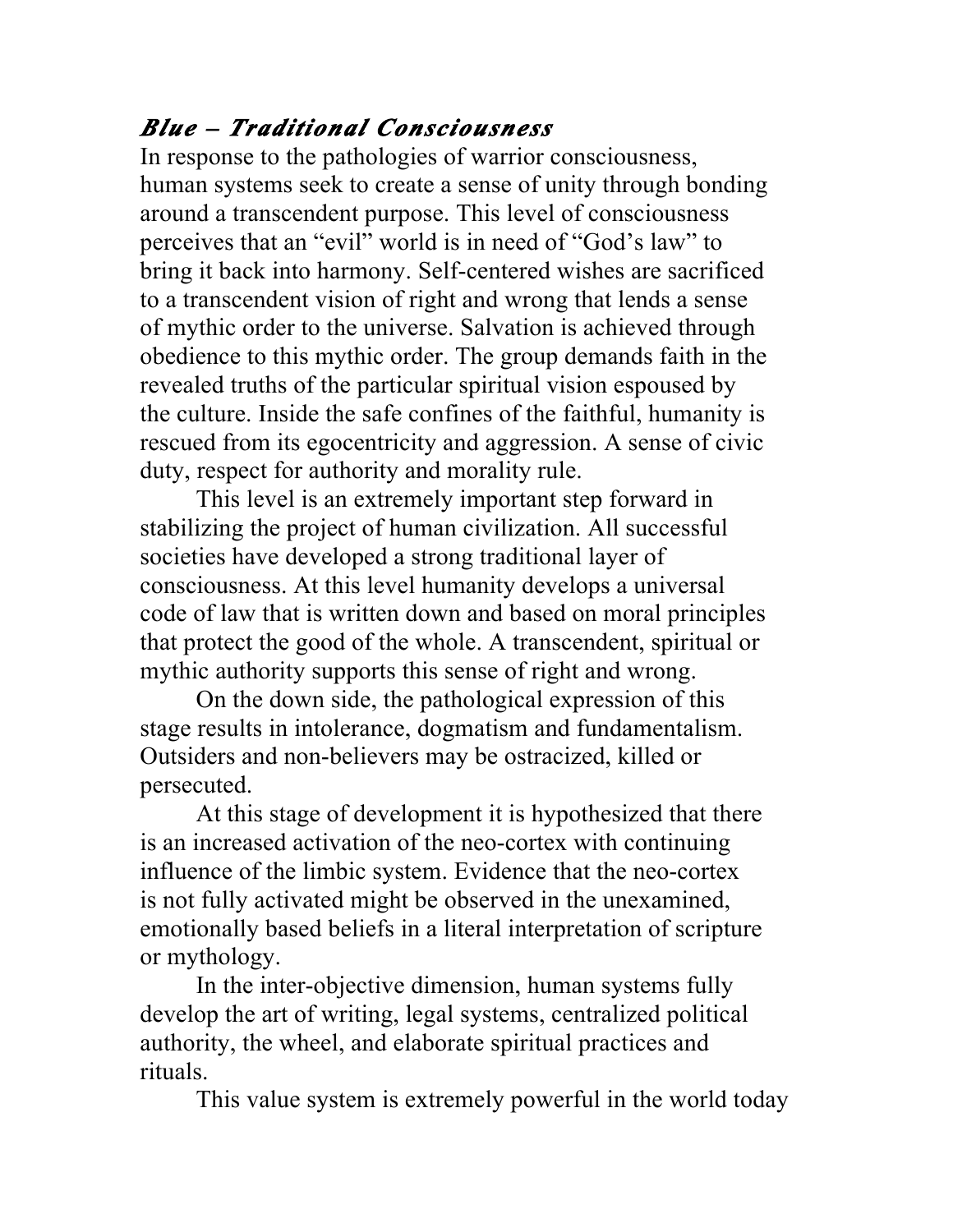### ***Blue – Traditional Consciousness***

In response to the pathologies of warrior consciousness, human systems seek to create a sense of unity through bonding around a transcendent purpose. This level of consciousness perceives that an "evil" world is in need of "God's law" to bring it back into harmony. Self-centered wishes are sacrificed to a transcendent vision of right and wrong that lends a sense of mythic order to the universe. Salvation is achieved through obedience to this mythic order. The group demands faith in the revealed truths of the particular spiritual vision espoused by the culture. Inside the safe confines of the faithful, humanity is rescued from its egocentricity and aggression. A sense of civic duty, respect for authority and morality rule.

This level is an extremely important step forward in stabilizing the project of human civilization. All successful societies have developed a strong traditional layer of consciousness. At this level humanity develops a universal code of law that is written down and based on moral principles that protect the good of the whole. A transcendent, spiritual or mythic authority supports this sense of right and wrong.

On the down side, the pathological expression of this stage results in intolerance, dogmatism and fundamentalism. Outsiders and non-believers may be ostracized, killed or persecuted.

At this stage of development it is hypothesized that there is an increased activation of the neo-cortex with continuing influence of the limbic system. Evidence that the neo-cortex is not fully activated might be observed in the unexamined, emotionally based beliefs in a literal interpretation of scripture or mythology.

In the inter-objective dimension, human systems fully develop the art of writing, legal systems, centralized political authority, the wheel, and elaborate spiritual practices and rituals.

This value system is extremely powerful in the world today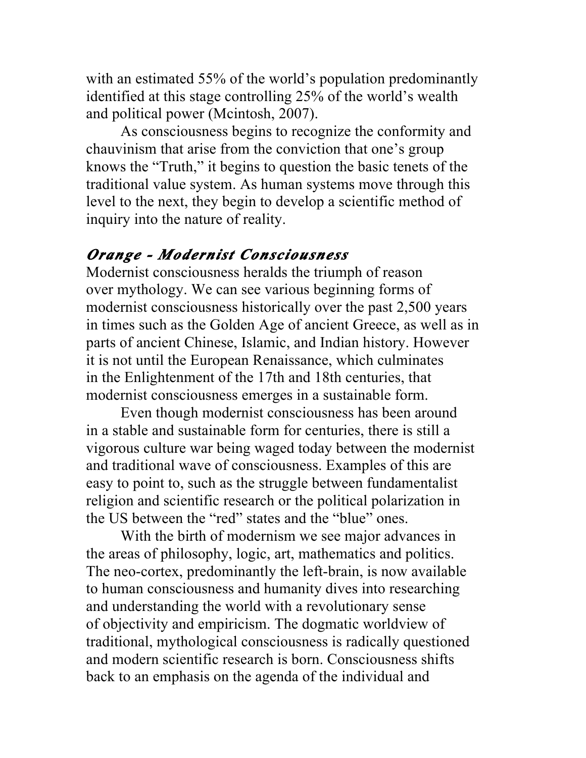with an estimated 55% of the world's population predominantly identified at this stage controlling 25% of the world's wealth and political power (Mcintosh, 2007).

As consciousness begins to recognize the conformity and chauvinism that arise from the conviction that one's group knows the "Truth," it begins to question the basic tenets of the traditional value system. As human systems move through this level to the next, they begin to develop a scientific method of inquiry into the nature of reality.

## *Orange - Modernist Consciousness*

Modernist consciousness heralds the triumph of reason over mythology. We can see various beginning forms of modernist consciousness historically over the past 2,500 years in times such as the Golden Age of ancient Greece, as well as in parts of ancient Chinese, Islamic, and Indian history. However it is not until the European Renaissance, which culminates in the Enlightenment of the 17th and 18th centuries, that modernist consciousness emerges in a sustainable form.

Even though modernist consciousness has been around in a stable and sustainable form for centuries, there is still a vigorous culture war being waged today between the modernist and traditional wave of consciousness. Examples of this are easy to point to, such as the struggle between fundamentalist religion and scientific research or the political polarization in the US between the "red" states and the "blue" ones.

With the birth of modernism we see major advances in the areas of philosophy, logic, art, mathematics and politics. The neo-cortex, predominantly the left-brain, is now available to human consciousness and humanity dives into researching and understanding the world with a revolutionary sense of objectivity and empiricism. The dogmatic worldview of traditional, mythological consciousness is radically questioned and modern scientific research is born. Consciousness shifts back to an emphasis on the agenda of the individual and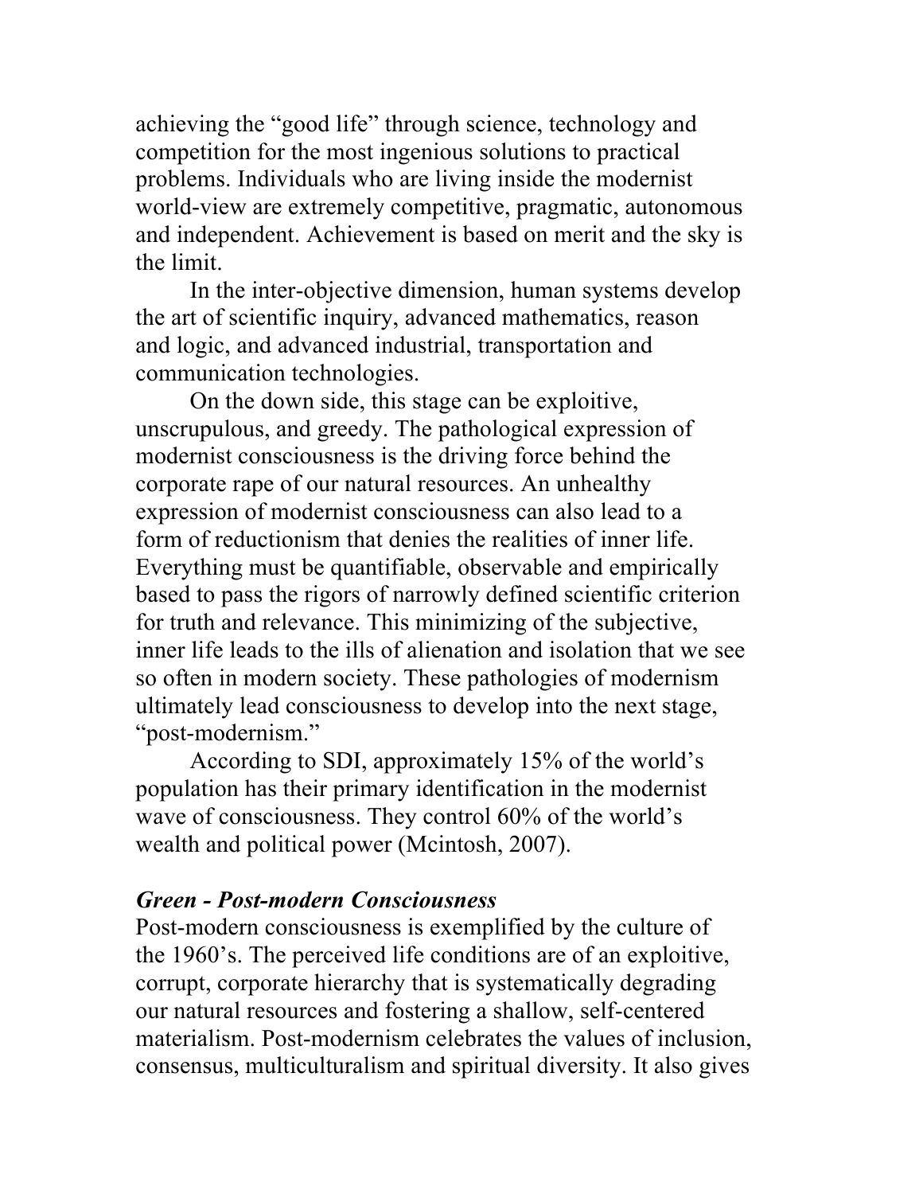achieving the "good life" through science, technology and competition for the most ingenious solutions to practical problems. Individuals who are living inside the modernist world-view are extremely competitive, pragmatic, autonomous and independent. Achievement is based on merit and the sky is the limit.

In the inter-objective dimension, human systems develop the art of scientific inquiry, advanced mathematics, reason and logic, and advanced industrial, transportation and communication technologies.

On the down side, this stage can be exploitive, unscrupulous, and greedy. The pathological expression of modernist consciousness is the driving force behind the corporate rape of our natural resources. An unhealthy expression of modernist consciousness can also lead to a form of reductionism that denies the realities of inner life. Everything must be quantifiable, observable and empirically based to pass the rigors of narrowly defined scientific criterion for truth and relevance. This minimizing of the subjective, inner life leads to the ills of alienation and isolation that we see so often in modern society. These pathologies of modernism ultimately lead consciousness to develop into the next stage, "post-modernism."

According to SDI, approximately 15% of the world's population has their primary identification in the modernist wave of consciousness. They control 60% of the world's wealth and political power (Mcintosh, 2007).

### *Green - Post-modern Consciousness*

Post-modern consciousness is exemplified by the culture of the 1960's. The perceived life conditions are of an exploitive, corrupt, corporate hierarchy that is systematically degrading our natural resources and fostering a shallow, self-centered materialism. Post-modernism celebrates the values of inclusion, consensus, multiculturalism and spiritual diversity. It also gives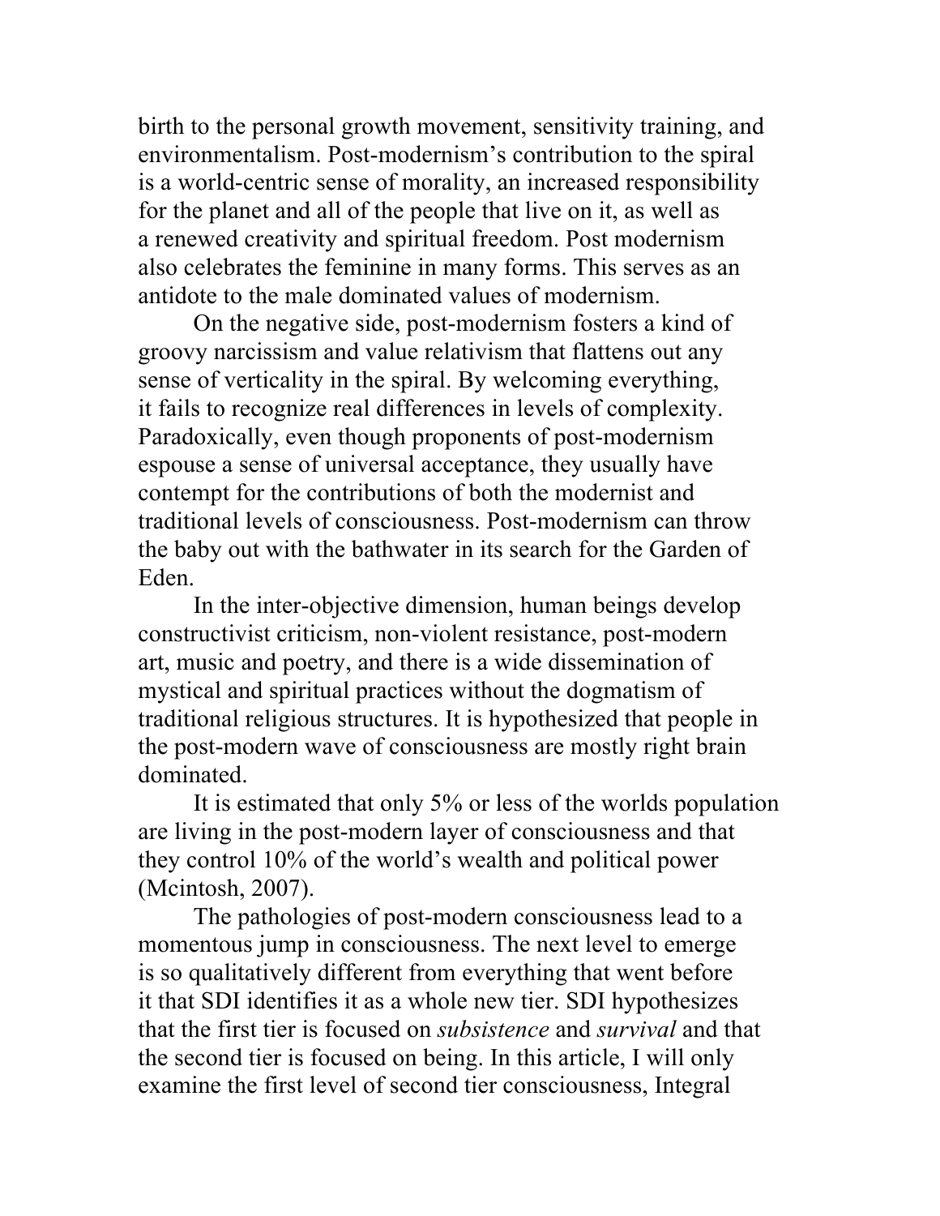birth to the personal growth movement, sensitivity training, and environmentalism. Post-modernism's contribution to the spiral is a world-centric sense of morality, an increased responsibility for the planet and all of the people that live on it, as well as a renewed creativity and spiritual freedom. Post modernism also celebrates the feminine in many forms. This serves as an antidote to the male dominated values of modernism.

On the negative side, post-modernism fosters a kind of groovy narcissism and value relativism that flattens out any sense of verticality in the spiral. By welcoming everything, it fails to recognize real differences in levels of complexity. Paradoxically, even though proponents of post-modernism espouse a sense of universal acceptance, they usually have contempt for the contributions of both the modernist and traditional levels of consciousness. Post-modernism can throw the baby out with the bathwater in its search for the Garden of Eden.

In the inter-objective dimension, human beings develop constructivist criticism, non-violent resistance, post-modern art, music and poetry, and there is a wide dissemination of mystical and spiritual practices without the dogmatism of traditional religious structures. It is hypothesized that people in the post-modern wave of consciousness are mostly right brain dominated.

It is estimated that only 5% or less of the worlds population are living in the post-modern layer of consciousness and that they control 10% of the world's wealth and political power (Mcintosh, 2007).

The pathologies of post-modern consciousness lead to a momentous jump in consciousness. The next level to emerge is so qualitatively different from everything that went before it that SDI identifies it as a whole new tier. SDI hypothesizes that the first tier is focused on *subsistence* and *survival* and that the second tier is focused on being. In this article, I will only examine the first level of second tier consciousness, Integral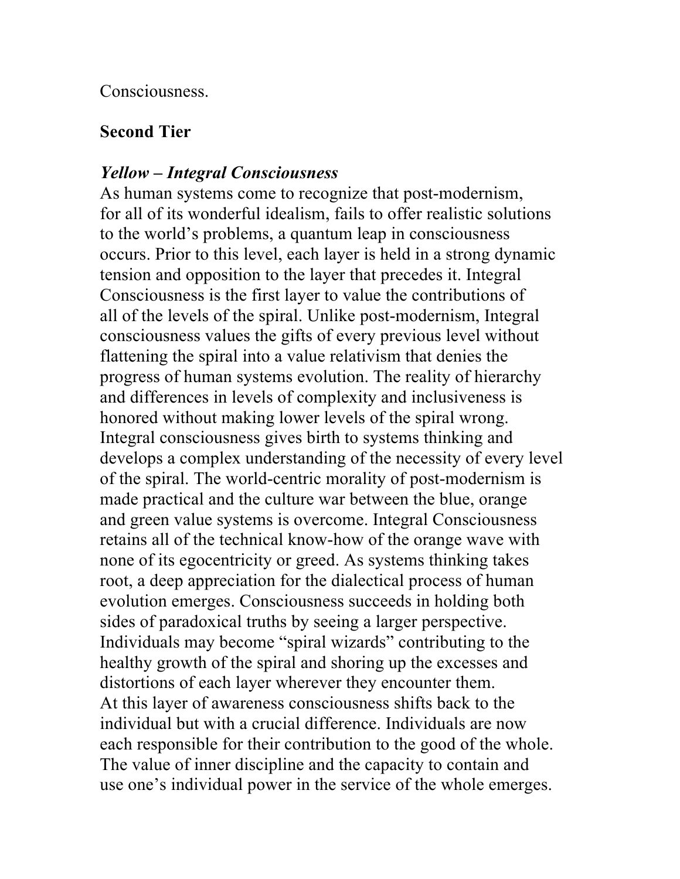Consciousness.

## Second Tier

### *Yellow – Integral Consciousness*

As human systems come to recognize that post-modernism, for all of its wonderful idealism, fails to offer realistic solutions to the world's problems, a quantum leap in consciousness occurs. Prior to this level, each layer is held in a strong dynamic tension and opposition to the layer that precedes it. Integral Consciousness is the first layer to value the contributions of all of the levels of the spiral. Unlike post-modernism, Integral consciousness values the gifts of every previous level without flattening the spiral into a value relativism that denies the progress of human systems evolution. The reality of hierarchy and differences in levels of complexity and inclusiveness is honored without making lower levels of the spiral wrong. Integral consciousness gives birth to systems thinking and develops a complex understanding of the necessity of every level of the spiral. The world-centric morality of post-modernism is made practical and the culture war between the blue, orange and green value systems is overcome. Integral Consciousness retains all of the technical know-how of the orange wave with none of its egocentricity or greed. As systems thinking takes root, a deep appreciation for the dialectical process of human evolution emerges. Consciousness succeeds in holding both sides of paradoxical truths by seeing a larger perspective. Individuals may become "spiral wizards" contributing to the healthy growth of the spiral and shoring up the excesses and distortions of each layer wherever they encounter them.

At this layer of awareness consciousness shifts back to the individual but with a crucial difference. Individuals are now each responsible for their contribution to the good of the whole. The value of inner discipline and the capacity to contain and use one's individual power in the service of the whole emerges.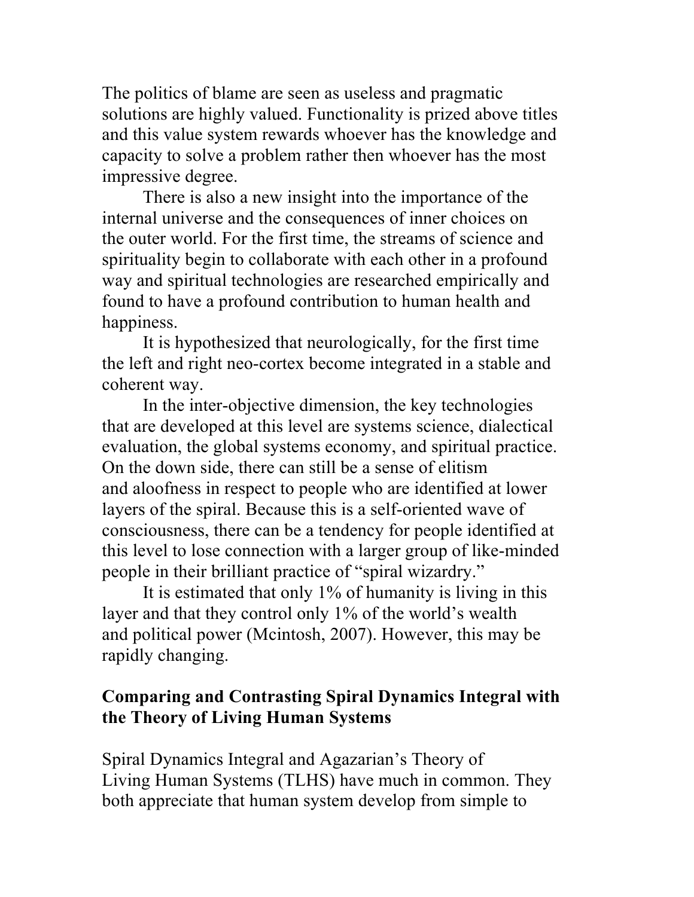The politics of blame are seen as useless and pragmatic solutions are highly valued. Functionality is prized above titles and this value system rewards whoever has the knowledge and capacity to solve a problem rather then whoever has the most impressive degree.

There is also a new insight into the importance of the internal universe and the consequences of inner choices on the outer world. For the first time, the streams of science and spirituality begin to collaborate with each other in a profound way and spiritual technologies are researched empirically and found to have a profound contribution to human health and happiness.

It is hypothesized that neurologically, for the first time the left and right neo-cortex become integrated in a stable and coherent way.

In the inter-objective dimension, the key technologies that are developed at this level are systems science, dialectical evaluation, the global systems economy, and spiritual practice. On the down side, there can still be a sense of elitism and aloofness in respect to people who are identified at lower layers of the spiral. Because this is a self-oriented wave of consciousness, there can be a tendency for people identified at this level to lose connection with a larger group of like-minded people in their brilliant practice of "spiral wizardry."

It is estimated that only 1% of humanity is living in this layer and that they control only 1% of the world's wealth and political power (Mcintosh, 2007). However, this may be rapidly changing.

## Comparing and Contrasting Spiral Dynamics Integral with the Theory of Living Human Systems

Spiral Dynamics Integral and Agazarian's Theory of Living Human Systems (TLHS) have much in common. They both appreciate that human system develop from simple to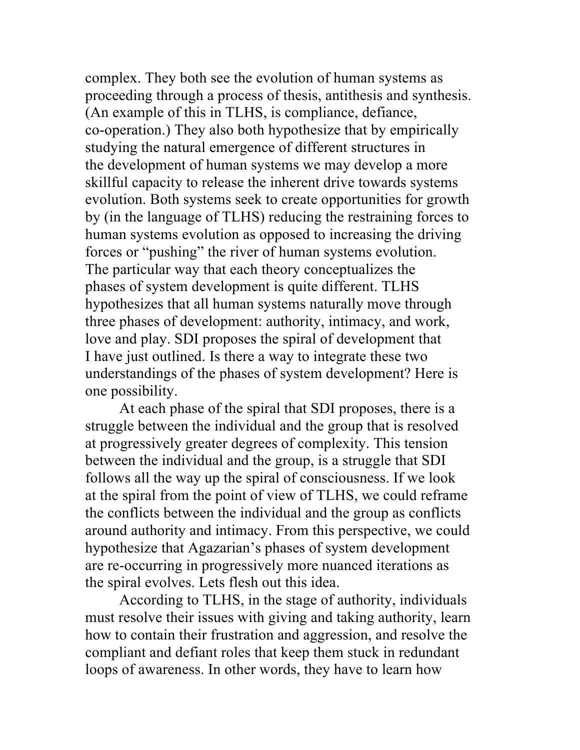complex. They both see the evolution of human systems as proceeding through a process of thesis, antithesis and synthesis. (An example of this in TLHS, is compliance, defiance, co-operation.) They also both hypothesize that by empirically studying the natural emergence of different structures in the development of human systems we may develop a more skillful capacity to release the inherent drive towards systems evolution. Both systems seek to create opportunities for growth by (in the language of TLHS) reducing the restraining forces to human systems evolution as opposed to increasing the driving forces or "pushing" the river of human systems evolution. The particular way that each theory conceptualizes the phases of system development is quite different. TLHS hypothesizes that all human systems naturally move through three phases of development: authority, intimacy, and work, love and play. SDI proposes the spiral of development that I have just outlined. Is there a way to integrate these two understandings of the phases of system development? Here is one possibility.

At each phase of the spiral that SDI proposes, there is a struggle between the individual and the group that is resolved at progressively greater degrees of complexity. This tension between the individual and the group, is a struggle that SDI follows all the way up the spiral of consciousness. If we look at the spiral from the point of view of TLHS, we could reframe the conflicts between the individual and the group as conflicts around authority and intimacy. From this perspective, we could hypothesize that Agazarian's phases of system development are re-occurring in progressively more nuanced iterations as the spiral evolves. Lets flesh out this idea.

According to TLHS, in the stage of authority, individuals must resolve their issues with giving and taking authority, learn how to contain their frustration and aggression, and resolve the compliant and defiant roles that keep them stuck in redundant loops of awareness. In other words, they have to learn how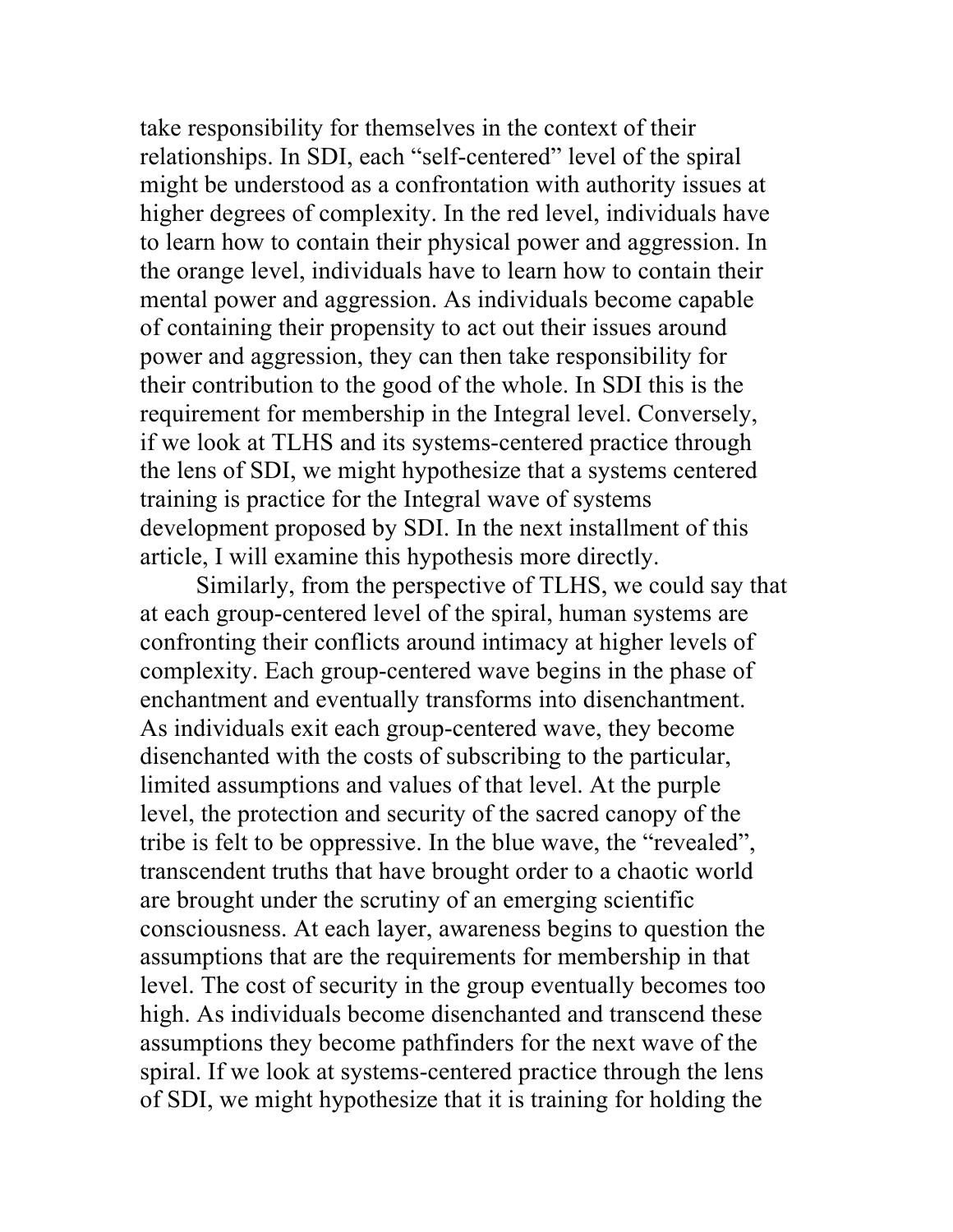take responsibility for themselves in the context of their relationships. In SDI, each "self-centered" level of the spiral might be understood as a confrontation with authority issues at higher degrees of complexity. In the red level, individuals have to learn how to contain their physical power and aggression. In the orange level, individuals have to learn how to contain their mental power and aggression. As individuals become capable of containing their propensity to act out their issues around power and aggression, they can then take responsibility for their contribution to the good of the whole. In SDI this is the requirement for membership in the Integral level. Conversely, if we look at TLHS and its systems-centered practice through the lens of SDI, we might hypothesize that a systems centered training is practice for the Integral wave of systems development proposed by SDI. In the next installment of this article, I will examine this hypothesis more directly.

Similarly, from the perspective of TLHS, we could say that at each group-centered level of the spiral, human systems are confronting their conflicts around intimacy at higher levels of complexity. Each group-centered wave begins in the phase of enchantment and eventually transforms into disenchantment. As individuals exit each group-centered wave, they become disenchanted with the costs of subscribing to the particular, limited assumptions and values of that level. At the purple level, the protection and security of the sacred canopy of the tribe is felt to be oppressive. In the blue wave, the "revealed", transcendent truths that have brought order to a chaotic world are brought under the scrutiny of an emerging scientific consciousness. At each layer, awareness begins to question the assumptions that are the requirements for membership in that level. The cost of security in the group eventually becomes too high. As individuals become disenchanted and transcend these assumptions they become pathfinders for the next wave of the spiral. If we look at systems-centered practice through the lens of SDI, we might hypothesize that it is training for holding the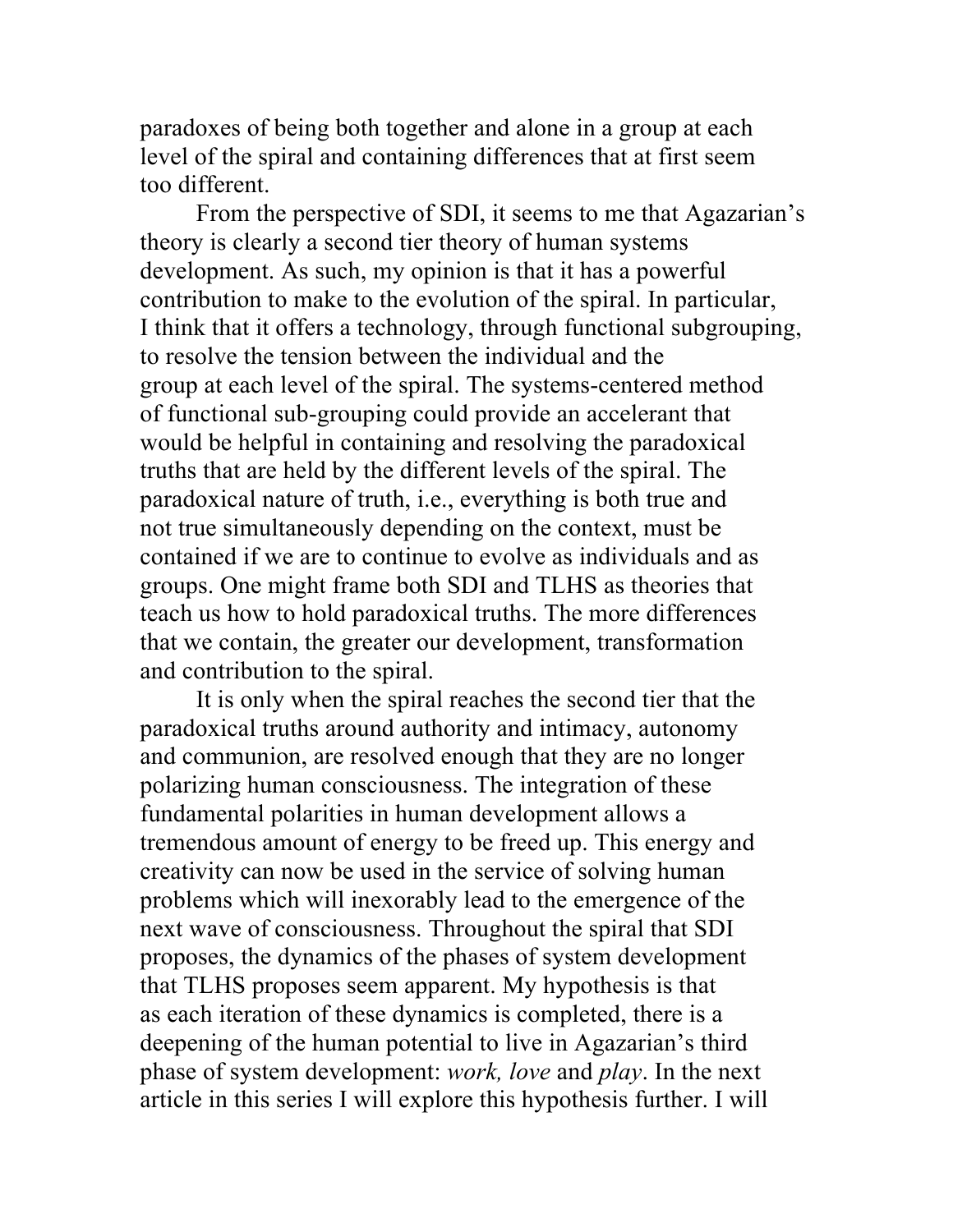paradoxes of being both together and alone in a group at each level of the spiral and containing differences that at first seem too different.

From the perspective of SDI, it seems to me that Agazarian's theory is clearly a second tier theory of human systems development. As such, my opinion is that it has a powerful contribution to make to the evolution of the spiral. In particular, I think that it offers a technology, through functional subgrouping, to resolve the tension between the individual and the group at each level of the spiral. The systems-centered method of functional sub-grouping could provide an accelerant that would be helpful in containing and resolving the paradoxical truths that are held by the different levels of the spiral. The paradoxical nature of truth, i.e., everything is both true and not true simultaneously depending on the context, must be contained if we are to continue to evolve as individuals and as groups. One might frame both SDI and TLHS as theories that teach us how to hold paradoxical truths. The more differences that we contain, the greater our development, transformation and contribution to the spiral.

It is only when the spiral reaches the second tier that the paradoxical truths around authority and intimacy, autonomy and communion, are resolved enough that they are no longer polarizing human consciousness. The integration of these fundamental polarities in human development allows a tremendous amount of energy to be freed up. This energy and creativity can now be used in the service of solving human problems which will inexorably lead to the emergence of the next wave of consciousness. Throughout the spiral that SDI proposes, the dynamics of the phases of system development that TLHS proposes seem apparent. My hypothesis is that as each iteration of these dynamics is completed, there is a deepening of the human potential to live in Agazarian's third phase of system development: *work, love* and *play*. In the next article in this series I will explore this hypothesis further. I will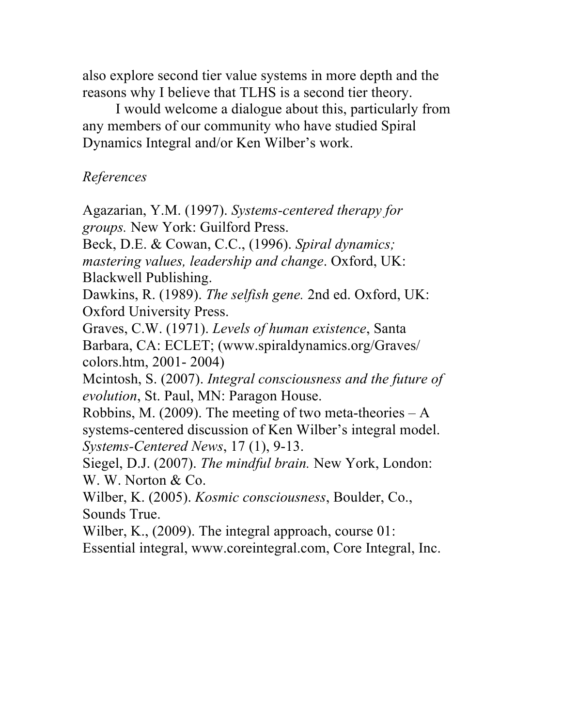also explore second tier value systems in more depth and the reasons why I believe that TLHS is a second tier theory.

I would welcome a dialogue about this, particularly from any members of our community who have studied Spiral Dynamics Integral and/or Ken Wilber's work.

*References*

Agazarian, Y.M. (1997). *Systems-centered therapy for groups.* New York: Guilford Press.

Beck, D.E. & Cowan, C.C., (1996). *Spiral dynamics; mastering values, leadership and change*. Oxford, UK: Blackwell Publishing.

Dawkins, R. (1989). *The selfish gene.* 2nd ed. Oxford, UK: Oxford University Press.

Graves, C.W. (1971). *Levels of human existence*, Santa Barbara, CA: ECLET; (www.spiraldynamics.org/Graves/colors.htm, 2001- 2004)

Mcintosh, S. (2007). *Integral consciousness and the future of evolution*, St. Paul, MN: Paragon House.

Robbins, M. (2009). The meeting of two meta-theories – A systems-centered discussion of Ken Wilber's integral model. *Systems-Centered News*, 17 (1), 9-13.

Siegel, D.J. (2007). *The mindful brain.* New York, London: W. W. Norton & Co.

Wilber, K. (2005). *Kosmic consciousness*, Boulder, Co., Sounds True.

Wilber, K., (2009). The integral approach, course 01: Essential integral, www.coreintegral.com, Core Integral, Inc.